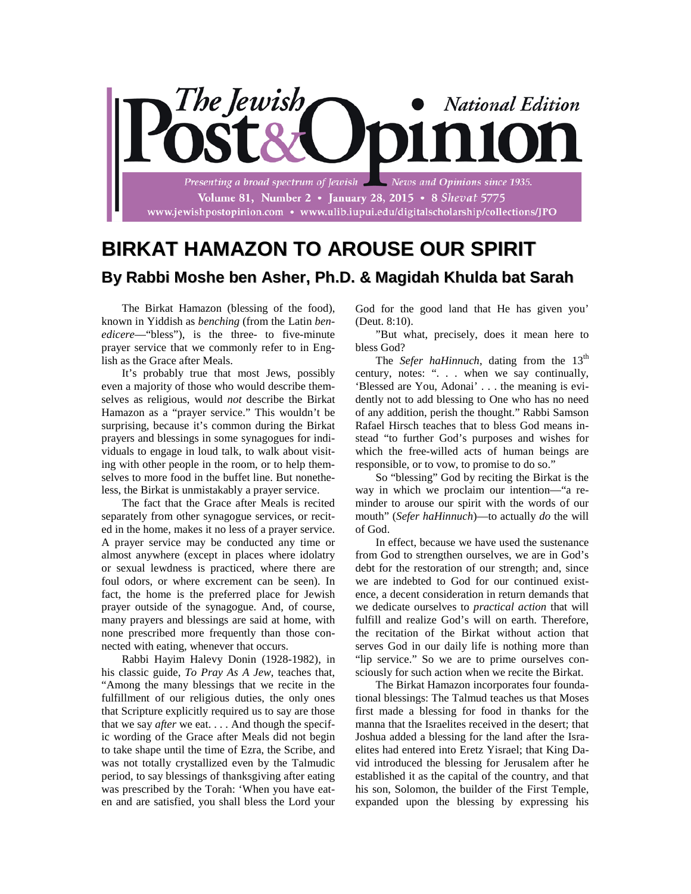# BIRKAT HAMAZON TO AROUSE OUR SPIRIT

## By Rabbi Moshe ben Asher, Ph.D. & Magidah Khulda bat Sarah

The Birkat Hamazon (blessing of the food), known in Yiddish as *benching* (from the Latin *benedicere*—"bless"), is the three- to five-minute prayer service that we commonly refer to in English as the Grace after Meals.

It's probably true that most Jews, possibly even a majority of those who would describe themselves as religious, would *not* describe the Birkat Hamazon as a "prayer service." This wouldn't be surprising, because it's common during the Birkat prayers and blessings in some synagogues for individuals to engage in loud talk, to walk about visiting with other people in the room, or to help themselves to more food in the buffet line. But nonetheless, the Birkat is unmistakably a prayer service.

The fact that the Grace after Meals is recited separately from other synagogue services, or recited in the home, makes it no less of a prayer service. A prayer service may be conducted any time or almost anywhere (except in places where idolatry or sexual lewdness is practiced, where there are foul odors, or where excrement can be seen). In fact, the home is the preferred place for Jewish prayer outside of the synagogue. And, of course, many prayers and blessings are said at home, with none prescribed more frequently than those connected with eating, whenever that occurs.

Rabbi Hayim Halevy Donin (1928-1982), in his classic guide, *To Pray As A Jew*, teaches that, "Among the many blessings that we recite in the fulfillment of our religious duties, the only ones that Scripture explicitly required us to say are those that we say *after* we eat. . . . And though the specific wording of the Grace after Meals did not begin to take shape until the time of Ezra, the Scribe, and was not totally crystallized even by the Talmudic period, to say blessings of thanksgiving after eating was prescribed by the Torah: 'When you have eaten and are satisfied, you shall bless the Lord your God for the good land that He has given you' (Deut. 8:10).

"But what, precisely, does it mean here to bless God?

The *Sefer haHinnuch*, dating from the 13th century, notes: ". . . when we say continually, 'Blessed are You, Adonai' . . . the meaning is evidently not to add blessing to One who has no need of any addition, perish the thought." Rabbi Samson Rafael Hirsch teaches that to bless God means instead "to further God's purposes and wishes for which the free-willed acts of human beings are responsible, or to vow, to promise to do so."

So "blessing" God by reciting the Birkat is the way in which we proclaim our intention—"a reminder to arouse our spirit with the words of our mouth" (*Sefer haHinnuch*)—to actually *do* the will of God.

In effect, because we have used the sustenance from God to strengthen ourselves, we are in God's debt for the restoration of our strength; and, since we are indebted to God for our continued existence, a decent consideration in return demands that we dedicate ourselves to *practical action* that will fulfill and realize God's will on earth. Therefore, the recitation of the Birkat without action that serves God in our daily life is nothing more than "lip service." So we are to prime ourselves consciously for such action when we recite the Birkat.

The Birkat Hamazon incorporates four foundational blessings: The Talmud teaches us that Moses first made a blessing for food in thanks for the manna that the Israelites received in the desert; that Joshua added a blessing for the land after the Israelites had entered into Eretz Yisrael; that King David introduced the blessing for Jerusalem after he established it as the capital of the country, and that his son, Solomon, the builder of the First Temple, expanded upon the blessing by expressing his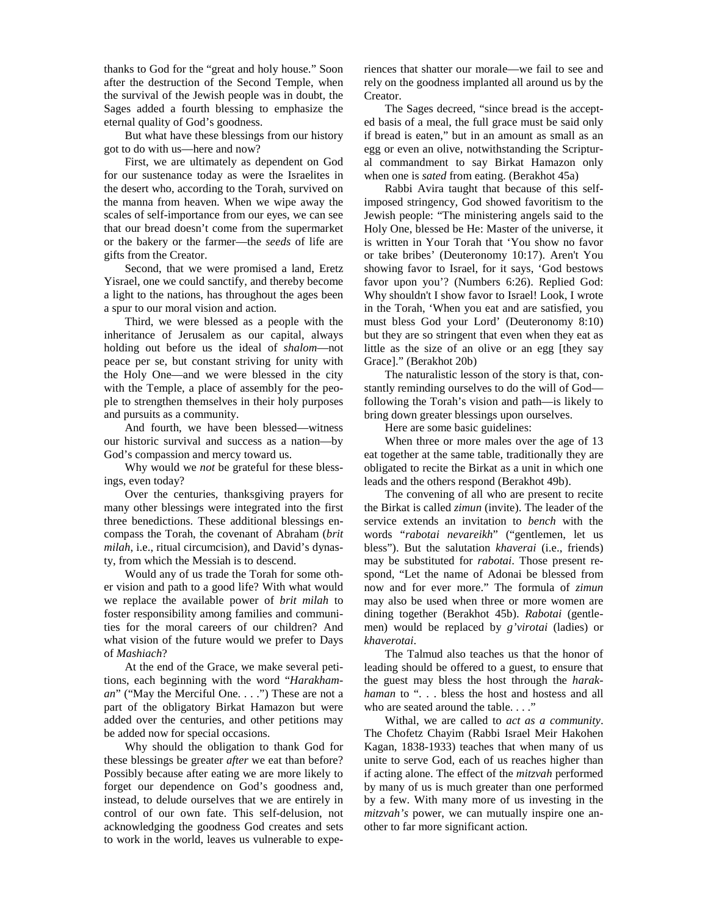thanks to God for the "great and holy house." Soon after the destruction of the Second Temple, when the survival of the Jewish people was in doubt, the Sages added a fourth blessing to emphasize the eternal quality of God's goodness.

But what have these blessings from our history got to do with us—here and now?

First, we are ultimately as dependent on God for our sustenance today as were the Israelites in the desert who, according to the Torah, survived on the manna from heaven. When we wipe away the scales of self-importance from our eyes, we can see that our bread doesn't come from the supermarket or the bakery or the farmer—the *seeds* of life are gifts from the Creator.

Second, that we were promised a land, Eretz Yisrael, one we could sanctify, and thereby become a light to the nations, has throughout the ages been a spur to our moral vision and action.

Third, we were blessed as a people with the inheritance of Jerusalem as our capital, always holding out before us the ideal of *shalom*—not peace per se, but constant striving for unity with the Holy One—and we were blessed in the city with the Temple, a place of assembly for the people to strengthen themselves in their holy purposes and pursuits as a community.

And fourth, we have been blessed—witness our historic survival and success as a nation—by God's compassion and mercy toward us.

Why would we *not* be grateful for these blessings, even today?

Over the centuries, thanksgiving prayers for many other blessings were integrated into the first three benedictions. These additional blessings encompass the Torah, the covenant of Abraham (*brit milah*, i.e., ritual circumcision), and David's dynasty, from which the Messiah is to descend.

Would any of us trade the Torah for some other vision and path to a good life? With what would we replace the available power of *brit milah* to foster responsibility among families and communities for the moral careers of our children? And what vision of the future would we prefer to Days of *Mashiach*?

At the end of the Grace, we make several petitions, each beginning with the word "*Harakhaman*" ("May the Merciful One. . . .") These are not a part of the obligatory Birkat Hamazon but were added over the centuries, and other petitions may be added now for special occasions.

Why should the obligation to thank God for these blessings be greater *after* we eat than before? Possibly because after eating we are more likely to forget our dependence on God's goodness and, instead, to delude ourselves that we are entirely in control of our own fate. This self-delusion, not acknowledging the goodness God creates and sets to work in the world, leaves us vulnerable to experiences that shatter our morale—we fail to see and rely on the goodness implanted all around us by the Creator.

The Sages decreed, "since bread is the accepted basis of a meal, the full grace must be said only if bread is eaten," but in an amount as small as an egg or even an olive, notwithstanding the Scriptural commandment to say Birkat Hamazon only when one is *sated* from eating. (Berakhot 45a)

Rabbi Avira taught that because of this self-imposed stringency, God showed favoritism to the Jewish people: "The ministering angels said to the Holy One, blessed be He: Master of the universe, it is written in Your Torah that 'You show no favor or take bribes' (Deuteronomy 10:17). Aren't You showing favor to Israel, for it says, 'God bestows favor upon you'? (Numbers 6:26). Replied God: Why shouldn't I show favor to Israel! Look, I wrote in the Torah, 'When you eat and are satisfied, you must bless God your Lord' (Deuteronomy 8:10) but they are so stringent that even when they eat as little as the size of an olive or an egg [they say Grace]." (Berakhot 20b)

The naturalistic lesson of the story is that, constantly reminding ourselves to do the will of God—following the Torah's vision and path—is likely to bring down greater blessings upon ourselves.

Here are some basic guidelines:

When three or more males over the age of 13 eat together at the same table, traditionally they are obligated to recite the Birkat as a unit in which one leads and the others respond (Berakhot 49b).

The convening of all who are present to recite the Birkat is called *zimun* (invite). The leader of the service extends an invitation to *bench* with the words "*rabotai nevareikh*" ("gentlemen, let us bless"). But the salutation *khaverai* (i.e., friends) may be substituted for *rabotai*. Those present respond, "Let the name of Adonai be blessed from now and for ever more." The formula of *zimun* may also be used when three or more women are dining together (Berakhot 45b). *Rabotai* (gentlemen) would be replaced by *g'virotai* (ladies) or *khaverotai*.

The Talmud also teaches us that the honor of leading should be offered to a guest, to ensure that the guest may bless the host through the *harakhaman* to ". . . bless the host and hostess and all who are seated around the table. . . ."

Withal, we are called to *act as a community*. The Chofetz Chayim (Rabbi Israel Meir Hakohen Kagan, 1838-1933) teaches that when many of us unite to serve God, each of us reaches higher than if acting alone. The effect of the *mitzvah* performed by many of us is much greater than one performed by a few. With many more of us investing in the *mitzvah's* power, we can mutually inspire one another to far more significant action.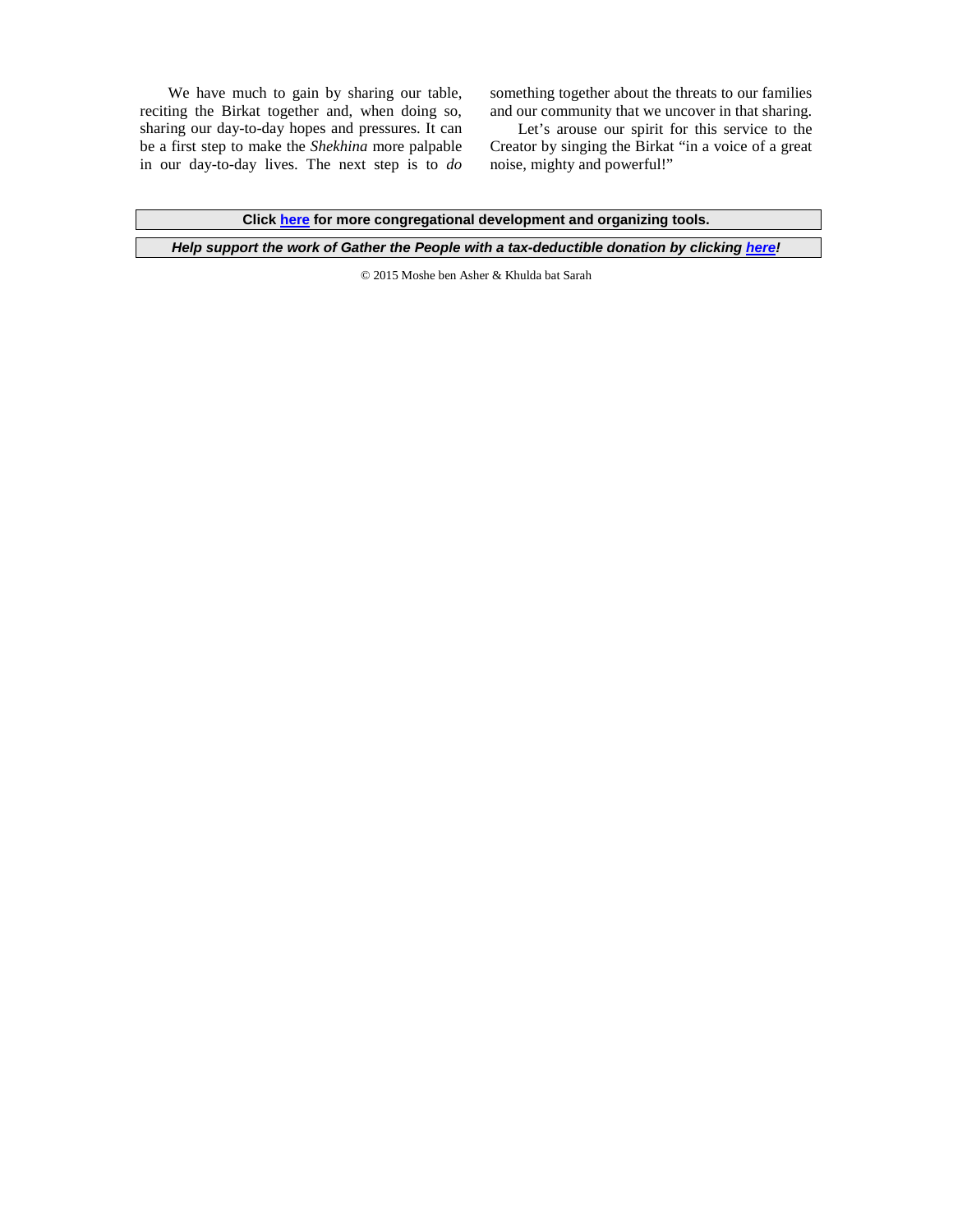We have much to gain by sharing our table, reciting the Birkat together and, when doing so, sharing our day-to-day hopes and pressures. It can be a first step to make the *Shekhina* more palpable in our day-to-day lives. The next step is to *do* something together about the threats to our families and our community that we uncover in that sharing.

Let's arouse our spirit for this service to the Creator by singing the Birkat "in a voice of a great noise, mighty and powerful!"

**Click here for more congregational development and organizing tools.**

***Help support the work of Gather the People with a tax-deductible donation by clicking here!***

© 2015 Moshe ben Asher & Khulda bat Sarah